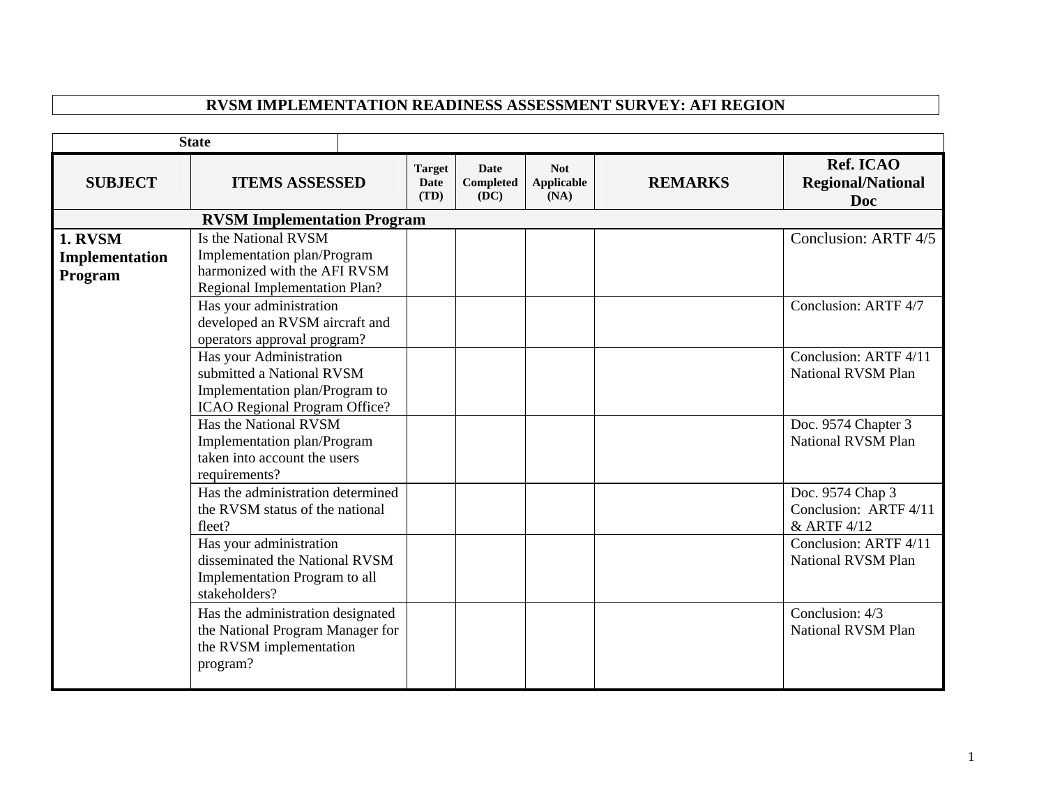# RVSM IMPLEMENTATION READINESS ASSESSMENT SURVEY: AFI REGION

| **State** | |
|---|---|

| **SUBJECT** | **ITEMS ASSESSED** | **Target Date (TD)** | **Date Completed (DC)** | **Not Applicable (NA)** | **REMARKS** | **Ref. ICAO Regional/National Doc** |
|---|---|---|---|---|---|---|
| | **RVSM Implementation Program** | | | | | |
| **1. RVSM Implementation Program** | Is the National RVSM Implementation plan/Program harmonized with the AFI RVSM Regional Implementation Plan? | | | | | Conclusion: ARTF 4/5 |
| | Has your administration developed an RVSM aircraft and operators approval program? | | | | | Conclusion: ARTF 4/7 |
| | Has your Administration submitted a National RVSM Implementation plan/Program to ICAO Regional Program Office? | | | | | Conclusion: ARTF 4/11 National RVSM Plan |
| | Has the National RVSM Implementation plan/Program taken into account the users requirements? | | | | | Doc. 9574 Chapter 3 National RVSM Plan |
| | Has the administration determined the RVSM status of the national fleet? | | | | | Doc. 9574 Chap 3 Conclusion: ARTF 4/11 & ARTF 4/12 |
| | Has your administration disseminated the National RVSM Implementation Program to all stakeholders? | | | | | Conclusion: ARTF 4/11 National RVSM Plan |
| | Has the administration designated the National Program Manager for the RVSM implementation program? | | | | | Conclusion: 4/3 National RVSM Plan |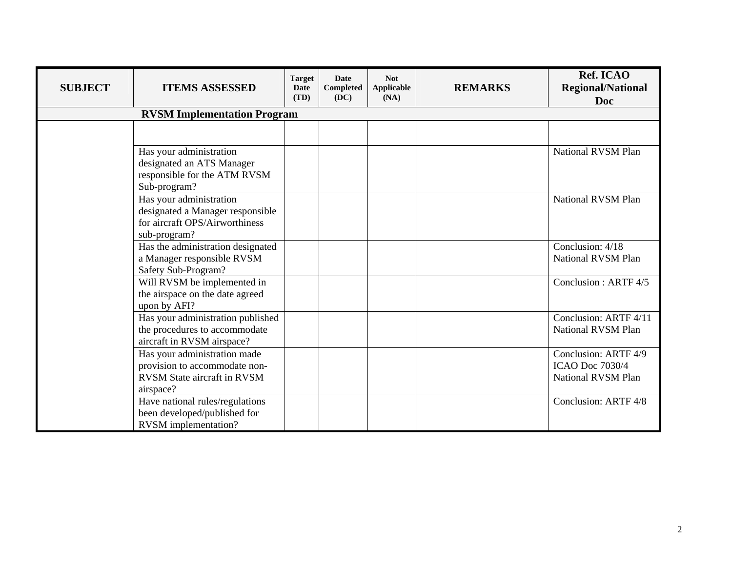| SUBJECT | ITEMS ASSESSED | Target Date (TD) | Date Completed (DC) | Not Applicable (NA) | REMARKS | Ref. ICAO Regional/National Doc |
|---|---|---|---|---|---|---|
| | **RVSM Implementation Program** | | | | | |
| | | | | | | |
| | Has your administration designated an ATS Manager responsible for the ATM RVSM Sub-program? | | | | | National RVSM Plan |
| | Has your administration designated a Manager responsible for aircraft OPS/Airworthiness sub-program? | | | | | National RVSM Plan |
| | Has the administration designated a Manager responsible RVSM Safety Sub-Program? | | | | | Conclusion: 4/18 National RVSM Plan |
| | Will RVSM be implemented in the airspace on the date agreed upon by AFI? | | | | | Conclusion : ARTF 4/5 |
| | Has your administration published the procedures to accommodate aircraft in RVSM airspace? | | | | | Conclusion: ARTF 4/11 National RVSM Plan |
| | Has your administration made provision to accommodate non-RVSM State aircraft in RVSM airspace? | | | | | Conclusion: ARTF 4/9 ICAO Doc 7030/4 National RVSM Plan |
| | Have national rules/regulations been developed/published for RVSM implementation? | | | | | Conclusion: ARTF 4/8 |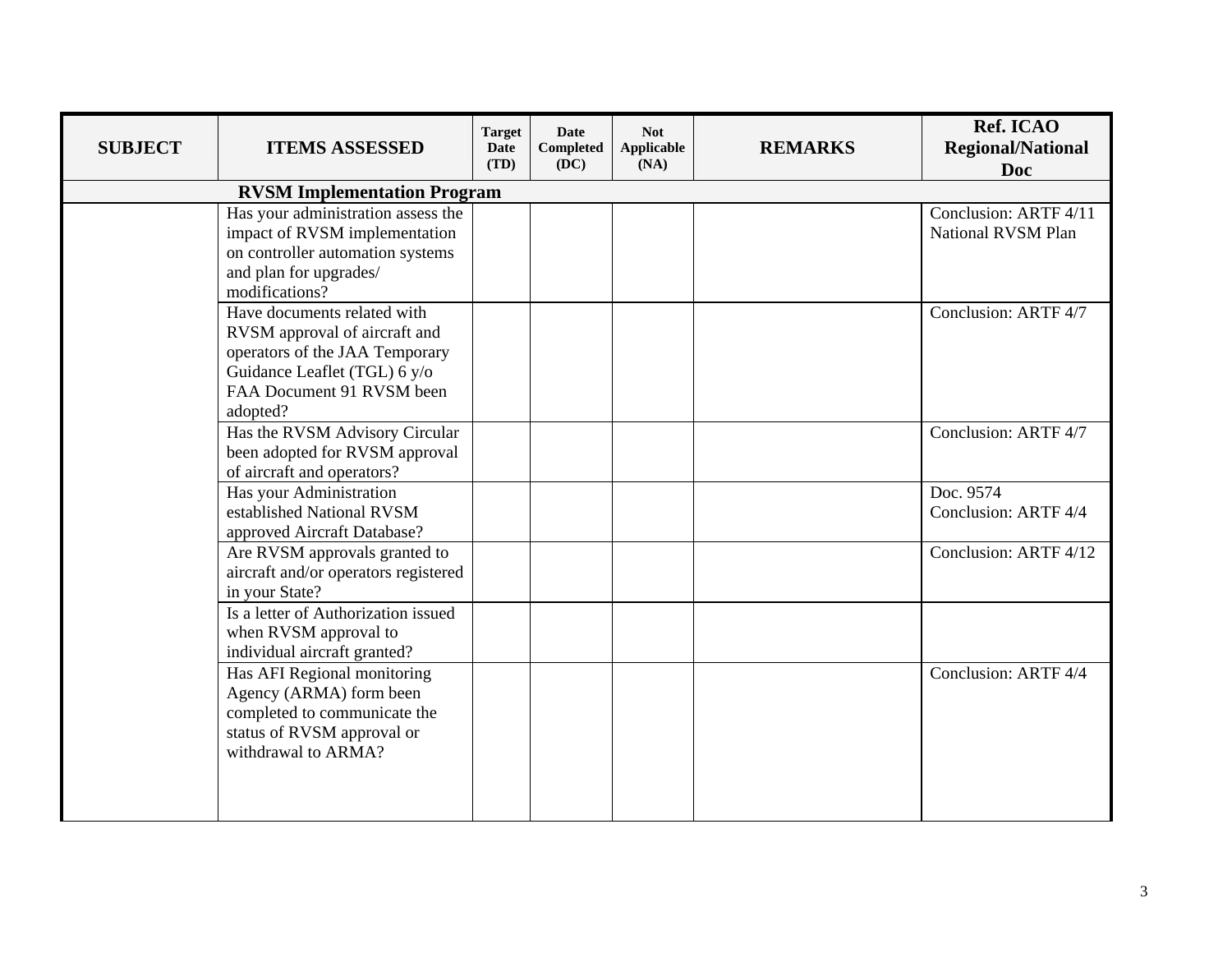| SUBJECT | ITEMS ASSESSED | Target Date (TD) | Date Completed (DC) | Not Applicable (NA) | REMARKS | Ref. ICAO Regional/National Doc |
|---|---|---|---|---|---|---|
| **RVSM Implementation Program** | | | | | | |
| | Has your administration assess the impact of RVSM implementation on controller automation systems and plan for upgrades/ modifications? | | | | | Conclusion: ARTF 4/11 National RVSM Plan |
| | Have documents related with RVSM approval of aircraft and operators of the JAA Temporary Guidance Leaflet (TGL) 6 y/o FAA Document 91 RVSM been adopted? | | | | | Conclusion: ARTF 4/7 |
| | Has the RVSM Advisory Circular been adopted for RVSM approval of aircraft and operators? | | | | | Conclusion: ARTF 4/7 |
| | Has your Administration established National RVSM approved Aircraft Database? | | | | | Doc. 9574 Conclusion: ARTF 4/4 |
| | Are RVSM approvals granted to aircraft and/or operators registered in your State? | | | | | Conclusion: ARTF 4/12 |
| | Is a letter of Authorization issued when RVSM approval to individual aircraft granted? | | | | | |
| | Has AFI Regional monitoring Agency (ARMA) form been completed to communicate the status of RVSM approval or withdrawal to ARMA? | | | | | Conclusion: ARTF 4/4 |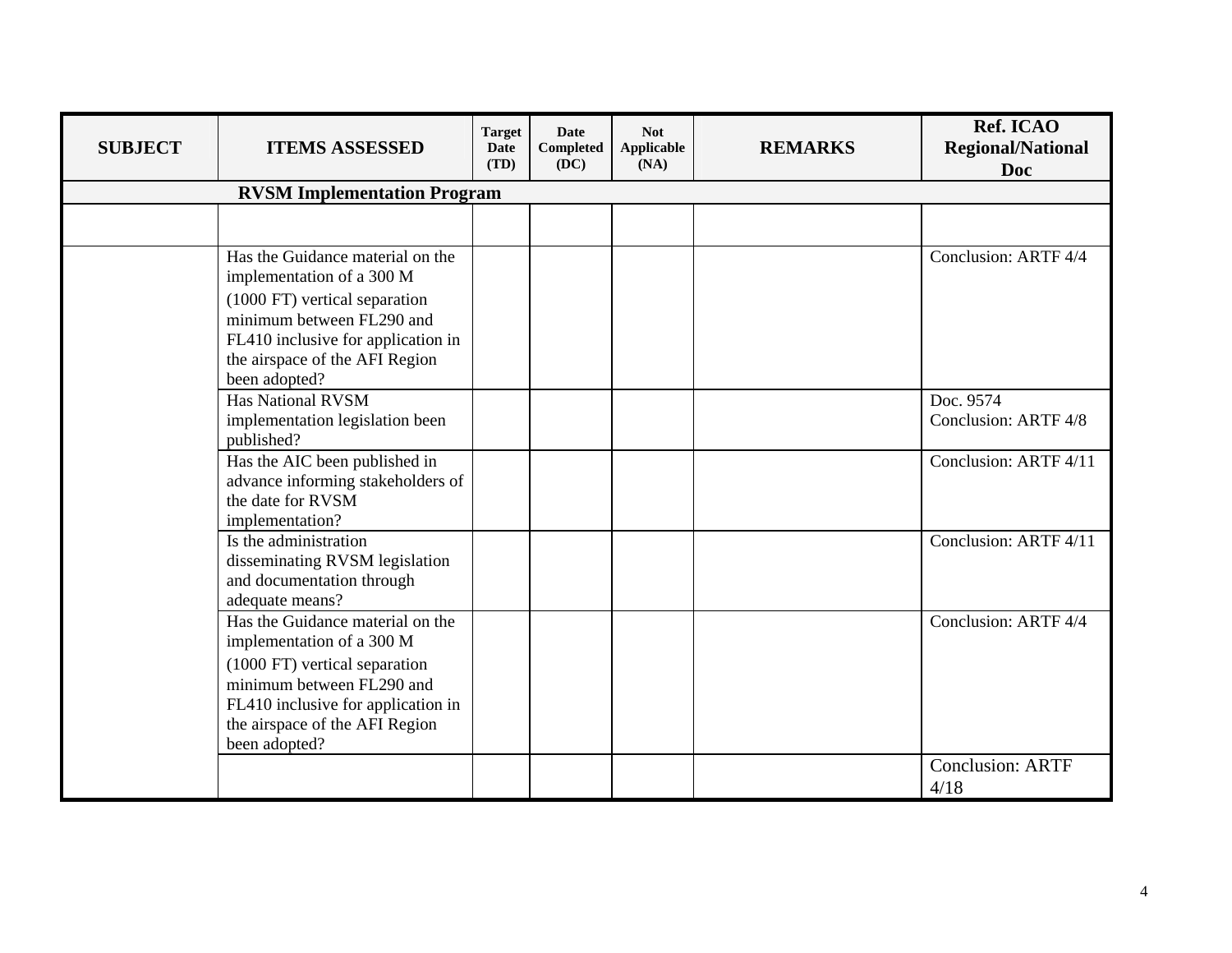| SUBJECT | ITEMS ASSESSED | Target Date (TD) | Date Completed (DC) | Not Applicable (NA) | REMARKS | Ref. ICAO Regional/National Doc |
|---|---|---|---|---|---|---|
| **RVSM Implementation Program** | | | | | | |
| | | | | | | |
| | Has the Guidance material on the implementation of a 300 M (1000 FT) vertical separation minimum between FL290 and FL410 inclusive for application in the airspace of the AFI Region been adopted? | | | | | Conclusion: ARTF 4/4 |
| | Has National RVSM implementation legislation been published? | | | | | Doc. 9574 Conclusion: ARTF 4/8 |
| | Has the AIC been published in advance informing stakeholders of the date for RVSM implementation? | | | | | Conclusion: ARTF 4/11 |
| | Is the administration disseminating RVSM legislation and documentation through adequate means? | | | | | Conclusion: ARTF 4/11 |
| | Has the Guidance material on the implementation of a 300 M (1000 FT) vertical separation minimum between FL290 and FL410 inclusive for application in the airspace of the AFI Region been adopted? | | | | | Conclusion: ARTF 4/4 |
| | | | | | | Conclusion: ARTF 4/18 |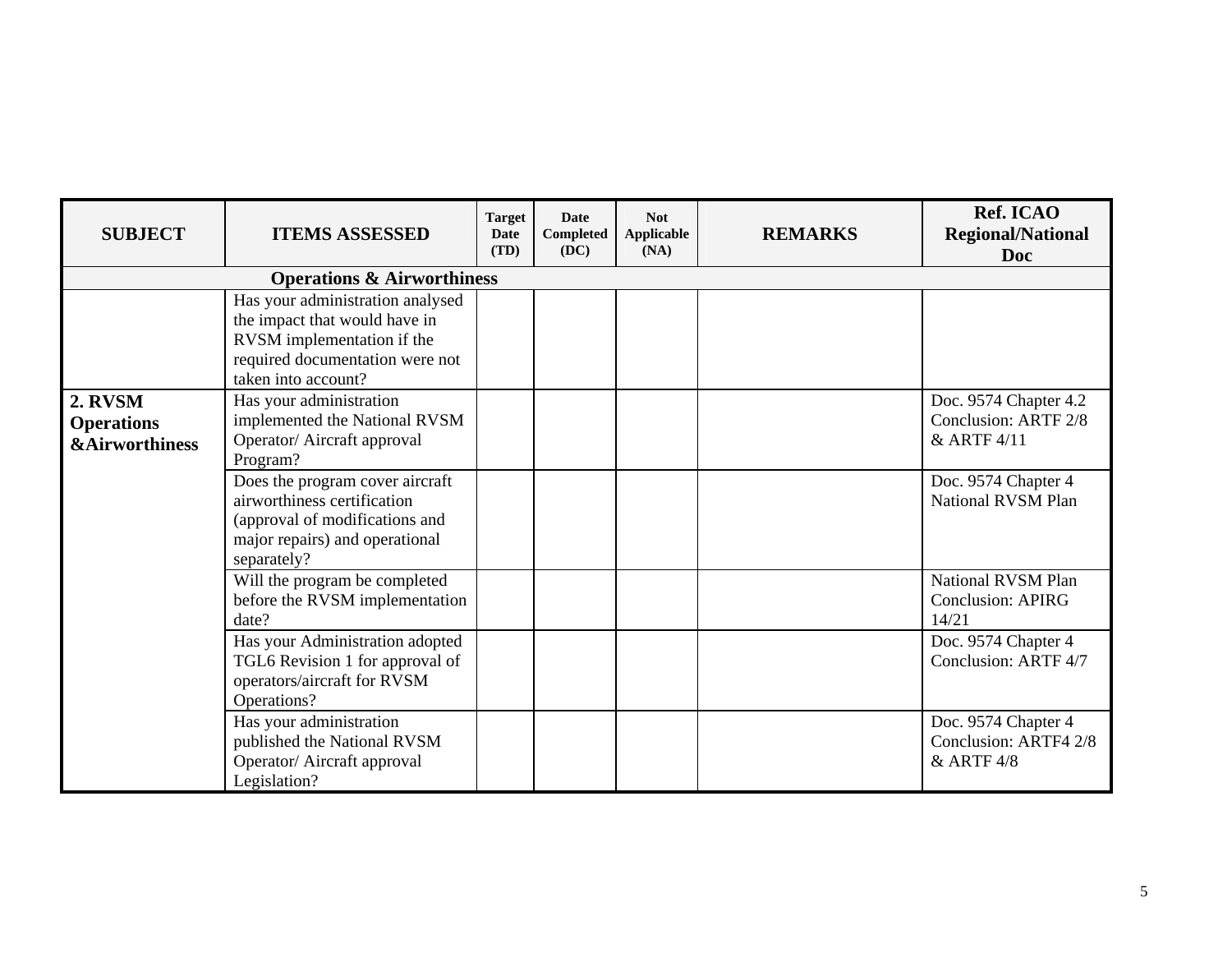| SUBJECT | ITEMS ASSESSED | Target Date (TD) | Date Completed (DC) | Not Applicable (NA) | REMARKS | Ref. ICAO Regional/National Doc |
|---|---|---|---|---|---|---|
| **Operations & Airworthiness** | | | | | | |
| | Has your administration analysed the impact that would have in RVSM implementation if the required documentation were not taken into account? | | | | | |
| **2. RVSM Operations &Airworthiness** | Has your administration implemented the National RVSM Operator/ Aircraft approval Program? | | | | | Doc. 9574 Chapter 4.2 Conclusion: ARTF 2/8 & ARTF 4/11 |
| | Does the program cover aircraft airworthiness certification (approval of modifications and major repairs) and operational separately? | | | | | Doc. 9574 Chapter 4 National RVSM Plan |
| | Will the program be completed before the RVSM implementation date? | | | | | National RVSM Plan Conclusion: APIRG 14/21 |
| | Has your Administration adopted TGL6 Revision 1 for approval of operators/aircraft for RVSM Operations? | | | | | Doc. 9574 Chapter 4 Conclusion: ARTF 4/7 |
| | Has your administration published the National RVSM Operator/ Aircraft approval Legislation? | | | | | Doc. 9574 Chapter 4 Conclusion: ARTF4 2/8 & ARTF 4/8 |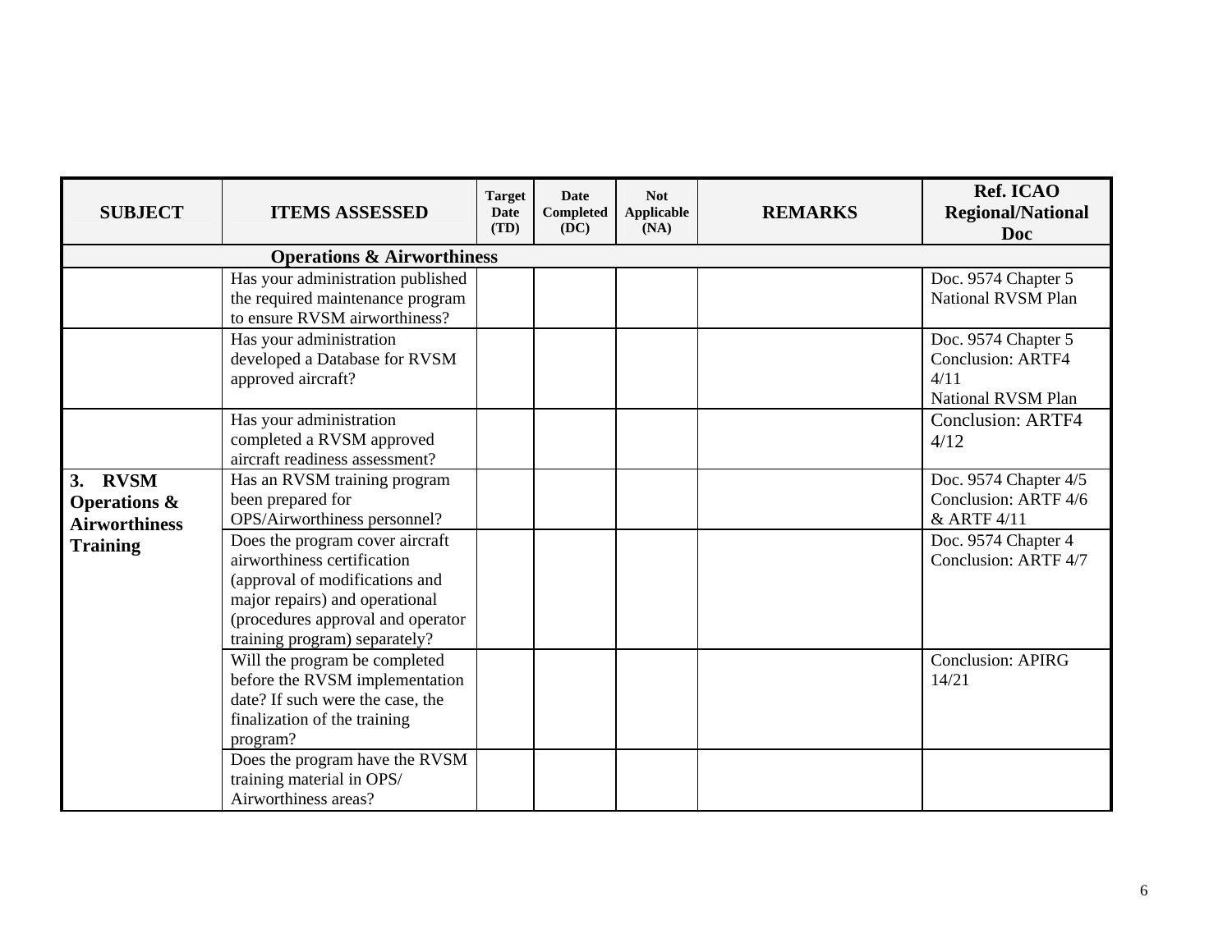| SUBJECT | ITEMS ASSESSED | Target Date (TD) | Date Completed (DC) | Not Applicable (NA) | REMARKS | Ref. ICAO Regional/National Doc |
|---|---|---|---|---|---|---|
| | **Operations & Airworthiness** | | | | | |
| | Has your administration published the required maintenance program to ensure RVSM airworthiness? | | | | | Doc. 9574 Chapter 5 National RVSM Plan |
| | Has your administration developed a Database for RVSM approved aircraft? | | | | | Doc. 9574 Chapter 5 Conclusion: ARTF4 4/11 National RVSM Plan |
| | Has your administration completed a RVSM approved aircraft readiness assessment? | | | | | Conclusion: ARTF4 4/12 |
| **3. RVSM Operations & Airworthiness Training** | Has an RVSM training program been prepared for OPS/Airworthiness personnel? | | | | | Doc. 9574 Chapter 4/5 Conclusion: ARTF 4/6 & ARTF 4/11 |
| | Does the program cover aircraft airworthiness certification (approval of modifications and major repairs) and operational (procedures approval and operator training program) separately? | | | | | Doc. 9574 Chapter 4 Conclusion: ARTF 4/7 |
| | Will the program be completed before the RVSM implementation date? If such were the case, the finalization of the training program? | | | | | Conclusion: APIRG 14/21 |
| | Does the program have the RVSM training material in OPS/ Airworthiness areas? | | | | | |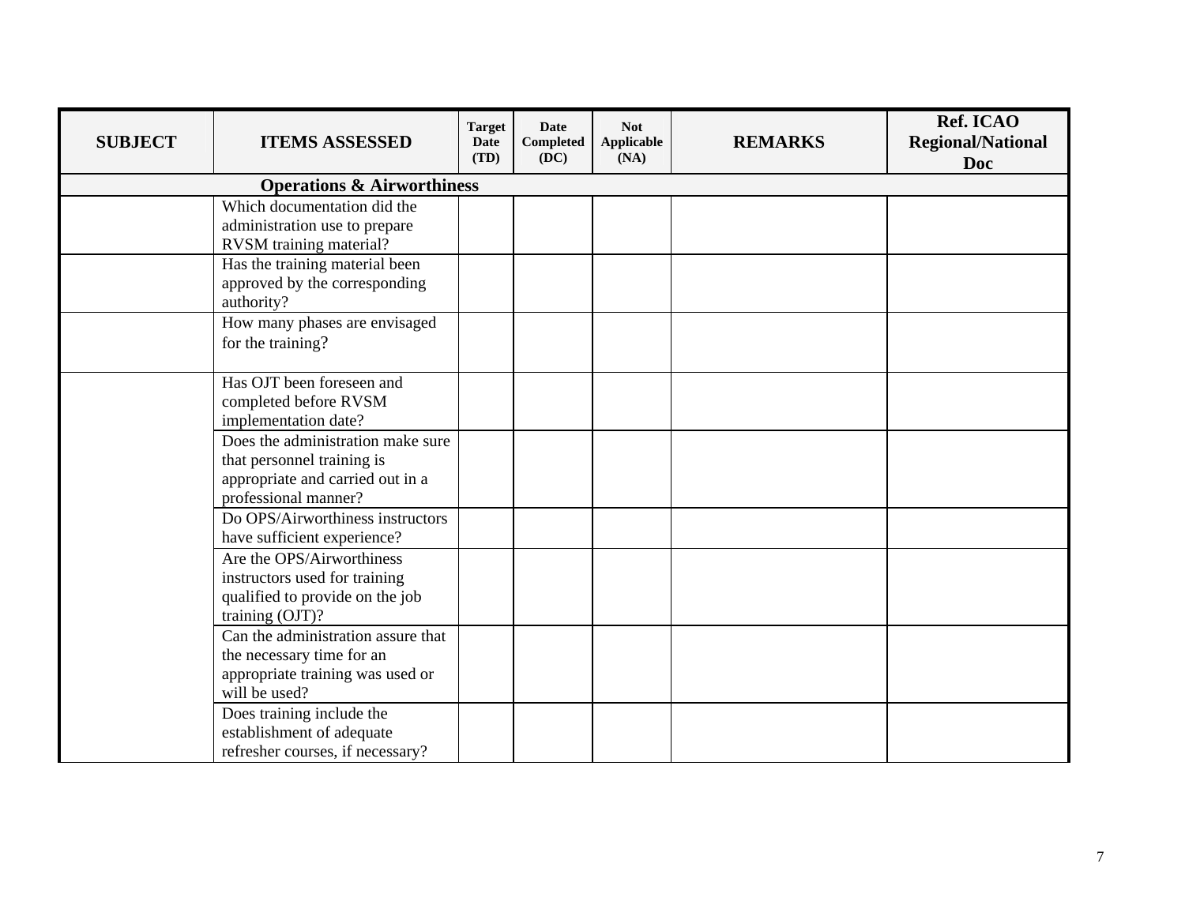| SUBJECT | ITEMS ASSESSED | Target Date (TD) | Date Completed (DC) | Not Applicable (NA) | REMARKS | Ref. ICAO Regional/National Doc |
|---|---|---|---|---|---|---|
| **Operations & Airworthiness** | | | | | | |
| | Which documentation did the administration use to prepare RVSM training material? | | | | | |
| | Has the training material been approved by the corresponding authority? | | | | | |
| | How many phases are envisaged for the training? | | | | | |
| | Has OJT been foreseen and completed before RVSM implementation date? | | | | | |
| | Does the administration make sure that personnel training is appropriate and carried out in a professional manner? | | | | | |
| | Do OPS/Airworthiness instructors have sufficient experience? | | | | | |
| | Are the OPS/Airworthiness instructors used for training qualified to provide on the job training (OJT)? | | | | | |
| | Can the administration assure that the necessary time for an appropriate training was used or will be used? | | | | | |
| | Does training include the establishment of adequate refresher courses, if necessary? | | | | | |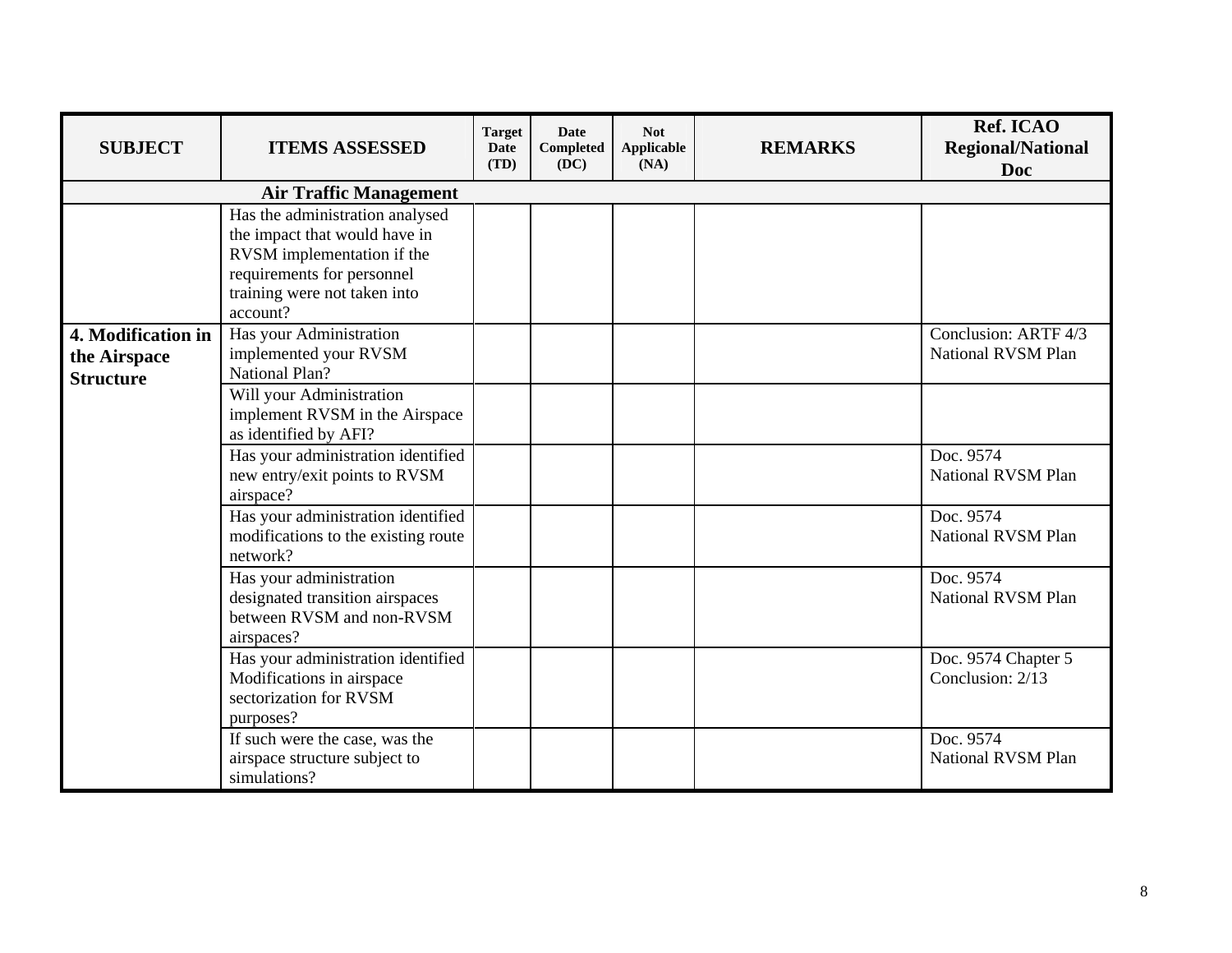| SUBJECT | ITEMS ASSESSED | Target Date (TD) | Date Completed (DC) | Not Applicable (NA) | REMARKS | Ref. ICAO Regional/National Doc |
|---|---|---|---|---|---|---|
| **Air Traffic Management** | | | | | | |
| | Has the administration analysed the impact that would have in RVSM implementation if the requirements for personnel training were not taken into account? | | | | | |
| **4. Modification in the Airspace Structure** | Has your Administration implemented your RVSM National Plan? | | | | | Conclusion: ARTF 4/3 National RVSM Plan |
| | Will your Administration implement RVSM in the Airspace as identified by AFI? | | | | | |
| | Has your administration identified new entry/exit points to RVSM airspace? | | | | | Doc. 9574 National RVSM Plan |
| | Has your administration identified modifications to the existing route network? | | | | | Doc. 9574 National RVSM Plan |
| | Has your administration designated transition airspaces between RVSM and non-RVSM airspaces? | | | | | Doc. 9574 National RVSM Plan |
| | Has your administration identified Modifications in airspace sectorization for RVSM purposes? | | | | | Doc. 9574 Chapter 5 Conclusion: 2/13 |
| | If such were the case, was the airspace structure subject to simulations? | | | | | Doc. 9574 National RVSM Plan |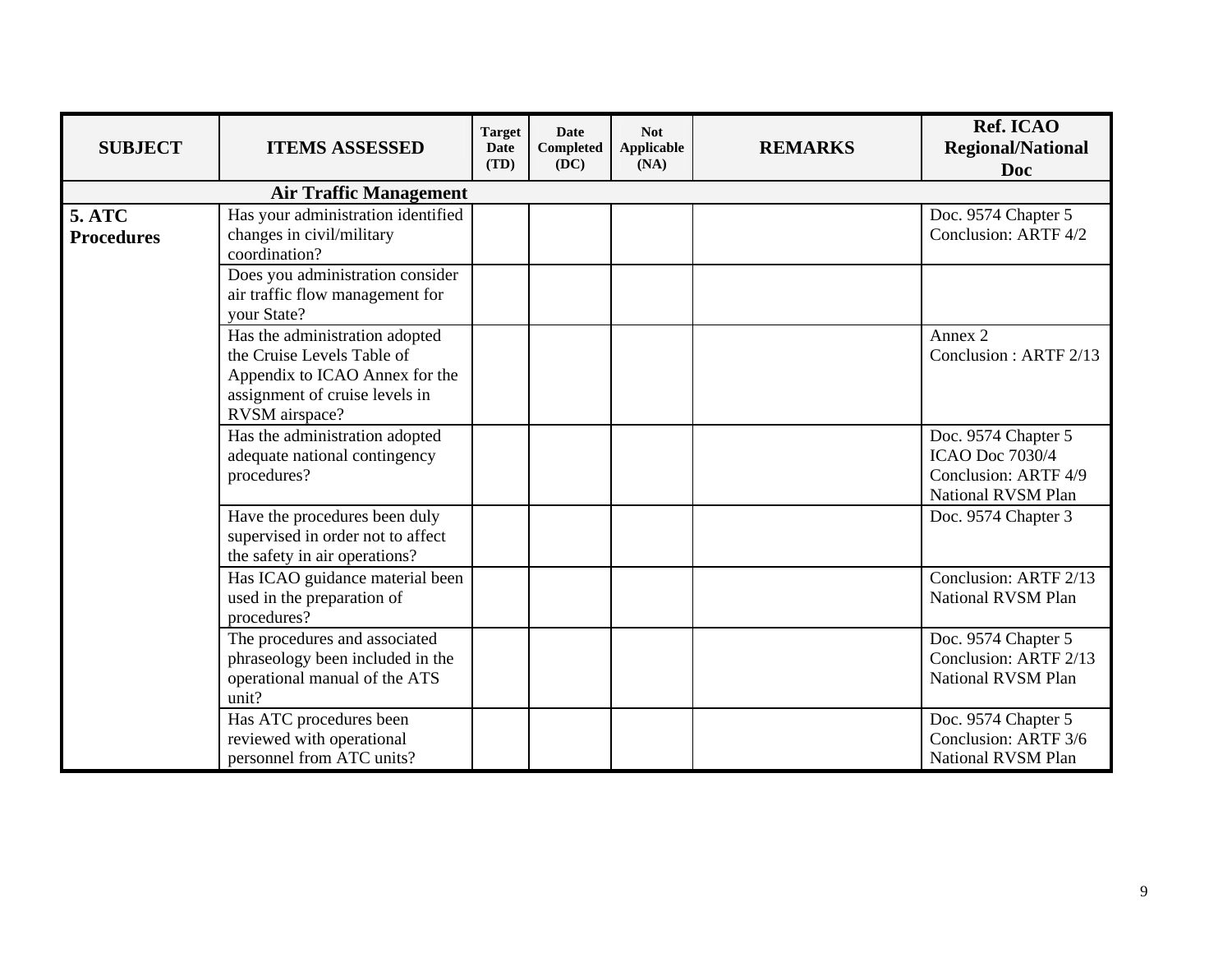| SUBJECT | ITEMS ASSESSED | Target Date (TD) | Date Completed (DC) | Not Applicable (NA) | REMARKS | Ref. ICAO Regional/National Doc |
|---|---|---|---|---|---|---|
| **Air Traffic Management** | | | | | | |
| **5. ATC Procedures** | Has your administration identified changes in civil/military coordination? | | | | | Doc. 9574 Chapter 5<br>Conclusion: ARTF 4/2 |
| | Does you administration consider air traffic flow management for your State? | | | | | |
| | Has the administration adopted the Cruise Levels Table of Appendix to ICAO Annex for the assignment of cruise levels in RVSM airspace? | | | | | Annex 2<br>Conclusion : ARTF 2/13 |
| | Has the administration adopted adequate national contingency procedures? | | | | | Doc. 9574 Chapter 5<br>ICAO Doc 7030/4<br>Conclusion: ARTF 4/9<br>National RVSM Plan |
| | Have the procedures been duly supervised in order not to affect the safety in air operations? | | | | | Doc. 9574 Chapter 3 |
| | Has ICAO guidance material been used in the preparation of procedures? | | | | | Conclusion: ARTF 2/13<br>National RVSM Plan |
| | The procedures and associated phraseology been included in the operational manual of the ATS unit? | | | | | Doc. 9574 Chapter 5<br>Conclusion: ARTF 2/13<br>National RVSM Plan |
| | Has ATC procedures been reviewed with operational personnel from ATC units? | | | | | Doc. 9574 Chapter 5<br>Conclusion: ARTF 3/6<br>National RVSM Plan |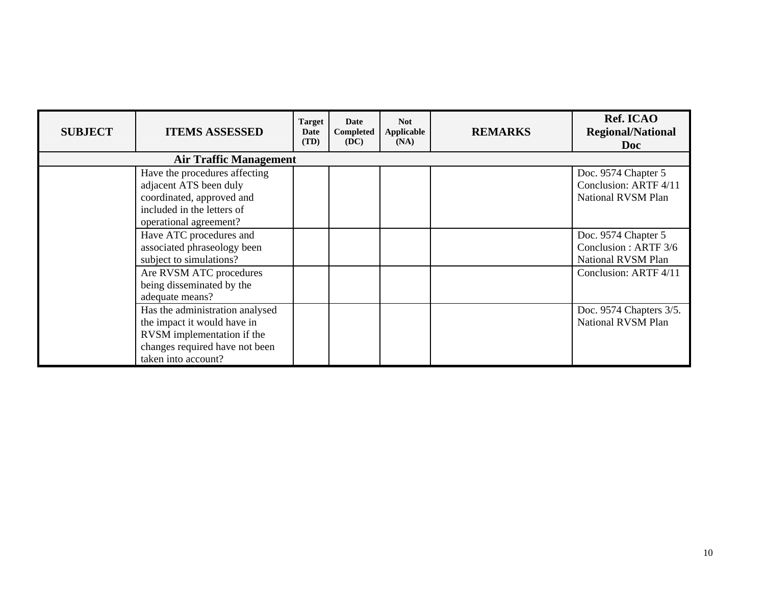| SUBJECT | ITEMS ASSESSED | Target Date (TD) | Date Completed (DC) | Not Applicable (NA) | REMARKS | Ref. ICAO Regional/National Doc |
|---|---|---|---|---|---|---|
| **Air Traffic Management** | | | | | | |
| | Have the procedures affecting adjacent ATS been duly coordinated, approved and included in the letters of operational agreement? | | | | | Doc. 9574 Chapter 5<br>Conclusion: ARTF 4/11<br>National RVSM Plan |
| | Have ATC procedures and associated phraseology been subject to simulations? | | | | | Doc. 9574 Chapter 5<br>Conclusion : ARTF 3/6<br>National RVSM Plan |
| | Are RVSM ATC procedures being disseminated by the adequate means? | | | | | Conclusion: ARTF 4/11 |
| | Has the administration analysed the impact it would have in RVSM implementation if the changes required have not been taken into account? | | | | | Doc. 9574 Chapters 3/5.<br>National RVSM Plan |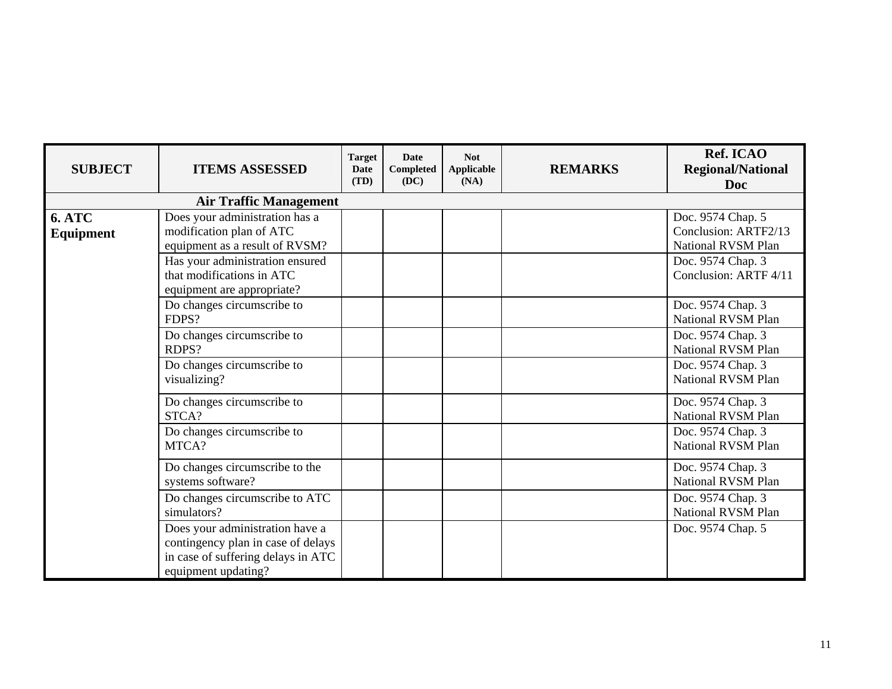| SUBJECT | ITEMS ASSESSED | Target Date (TD) | Date Completed (DC) | Not Applicable (NA) | REMARKS | Ref. ICAO Regional/National Doc |
|---|---|---|---|---|---|---|
| | **Air Traffic Management** | | | | | |
| **6. ATC Equipment** | Does your administration has a modification plan of ATC equipment as a result of RVSM? | | | | | Doc. 9574 Chap. 5 Conclusion: ARTF2/13 National RVSM Plan |
| | Has your administration ensured that modifications in ATC equipment are appropriate? | | | | | Doc. 9574 Chap. 3 Conclusion: ARTF 4/11 |
| | Do changes circumscribe to FDPS? | | | | | Doc. 9574 Chap. 3 National RVSM Plan |
| | Do changes circumscribe to RDPS? | | | | | Doc. 9574 Chap. 3 National RVSM Plan |
| | Do changes circumscribe to visualizing? | | | | | Doc. 9574 Chap. 3 National RVSM Plan |
| | Do changes circumscribe to STCA? | | | | | Doc. 9574 Chap. 3 National RVSM Plan |
| | Do changes circumscribe to MTCA? | | | | | Doc. 9574 Chap. 3 National RVSM Plan |
| | Do changes circumscribe to the systems software? | | | | | Doc. 9574 Chap. 3 National RVSM Plan |
| | Do changes circumscribe to ATC simulators? | | | | | Doc. 9574 Chap. 3 National RVSM Plan |
| | Does your administration have a contingency plan in case of delays in case of suffering delays in ATC equipment updating? | | | | | Doc. 9574 Chap. 5 |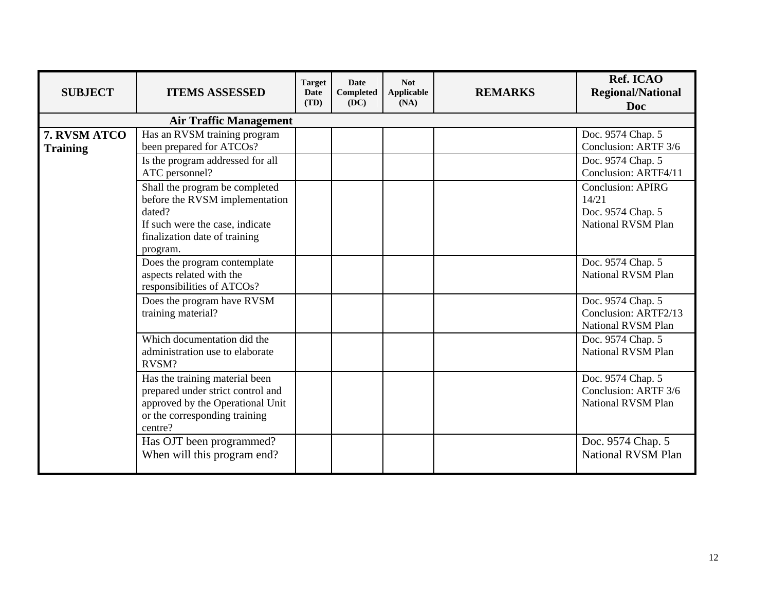| SUBJECT | ITEMS ASSESSED | Target Date (TD) | Date Completed (DC) | Not Applicable (NA) | REMARKS | Ref. ICAO Regional/National Doc |
|---|---|---|---|---|---|---|
| **Air Traffic Management** | | | | | | |
| **7. RVSM ATCO Training** | Has an RVSM training program been prepared for ATCOs? | | | | | Doc. 9574 Chap. 5<br>Conclusion: ARTF 3/6 |
| | Is the program addressed for all ATC personnel? | | | | | Doc. 9574 Chap. 5<br>Conclusion: ARTF4/11 |
| | Shall the program be completed before the RVSM implementation dated?<br>If such were the case, indicate finalization date of training program. | | | | | Conclusion: APIRG 14/21<br>Doc. 9574 Chap. 5<br>National RVSM Plan |
| | Does the program contemplate aspects related with the responsibilities of ATCOs? | | | | | Doc. 9574 Chap. 5<br>National RVSM Plan |
| | Does the program have RVSM training material? | | | | | Doc. 9574 Chap. 5<br>Conclusion: ARTF2/13<br>National RVSM Plan |
| | Which documentation did the administration use to elaborate RVSM? | | | | | Doc. 9574 Chap. 5<br>National RVSM Plan |
| | Has the training material been prepared under strict control and approved by the Operational Unit or the corresponding training centre? | | | | | Doc. 9574 Chap. 5<br>Conclusion: ARTF 3/6<br>National RVSM Plan |
| | Has OJT been programmed?<br>When will this program end? | | | | | Doc. 9574 Chap. 5<br>National RVSM Plan |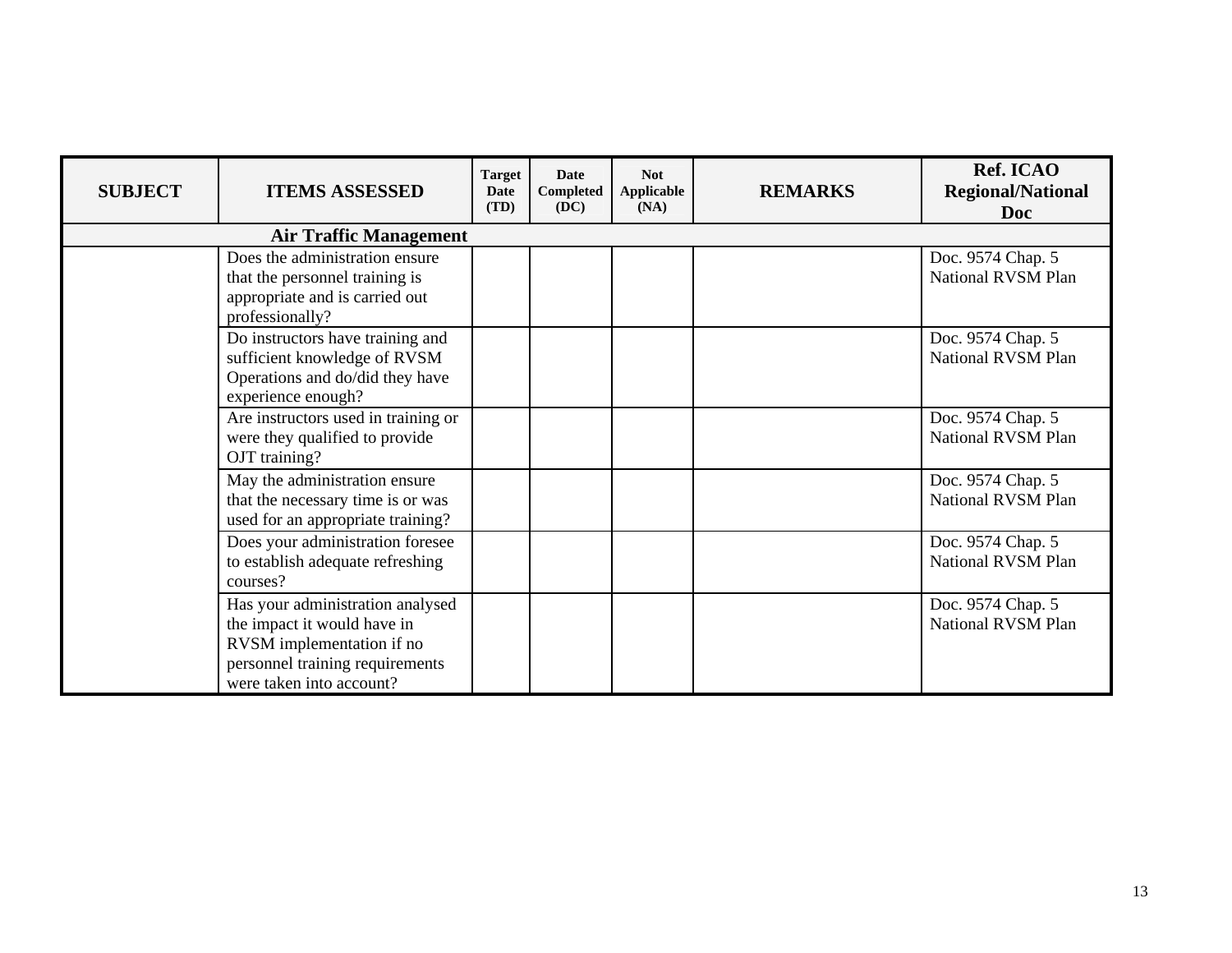| SUBJECT | ITEMS ASSESSED | Target Date (TD) | Date Completed (DC) | Not Applicable (NA) | REMARKS | Ref. ICAO Regional/National Doc |
|---|---|---|---|---|---|---|
| **Air Traffic Management** | | | | | | |
| | Does the administration ensure that the personnel training is appropriate and is carried out professionally? | | | | | Doc. 9574 Chap. 5 National RVSM Plan |
| | Do instructors have training and sufficient knowledge of RVSM Operations and do/did they have experience enough? | | | | | Doc. 9574 Chap. 5 National RVSM Plan |
| | Are instructors used in training or were they qualified to provide OJT training? | | | | | Doc. 9574 Chap. 5 National RVSM Plan |
| | May the administration ensure that the necessary time is or was used for an appropriate training? | | | | | Doc. 9574 Chap. 5 National RVSM Plan |
| | Does your administration foresee to establish adequate refreshing courses? | | | | | Doc. 9574 Chap. 5 National RVSM Plan |
| | Has your administration analysed the impact it would have in RVSM implementation if no personnel training requirements were taken into account? | | | | | Doc. 9574 Chap. 5 National RVSM Plan |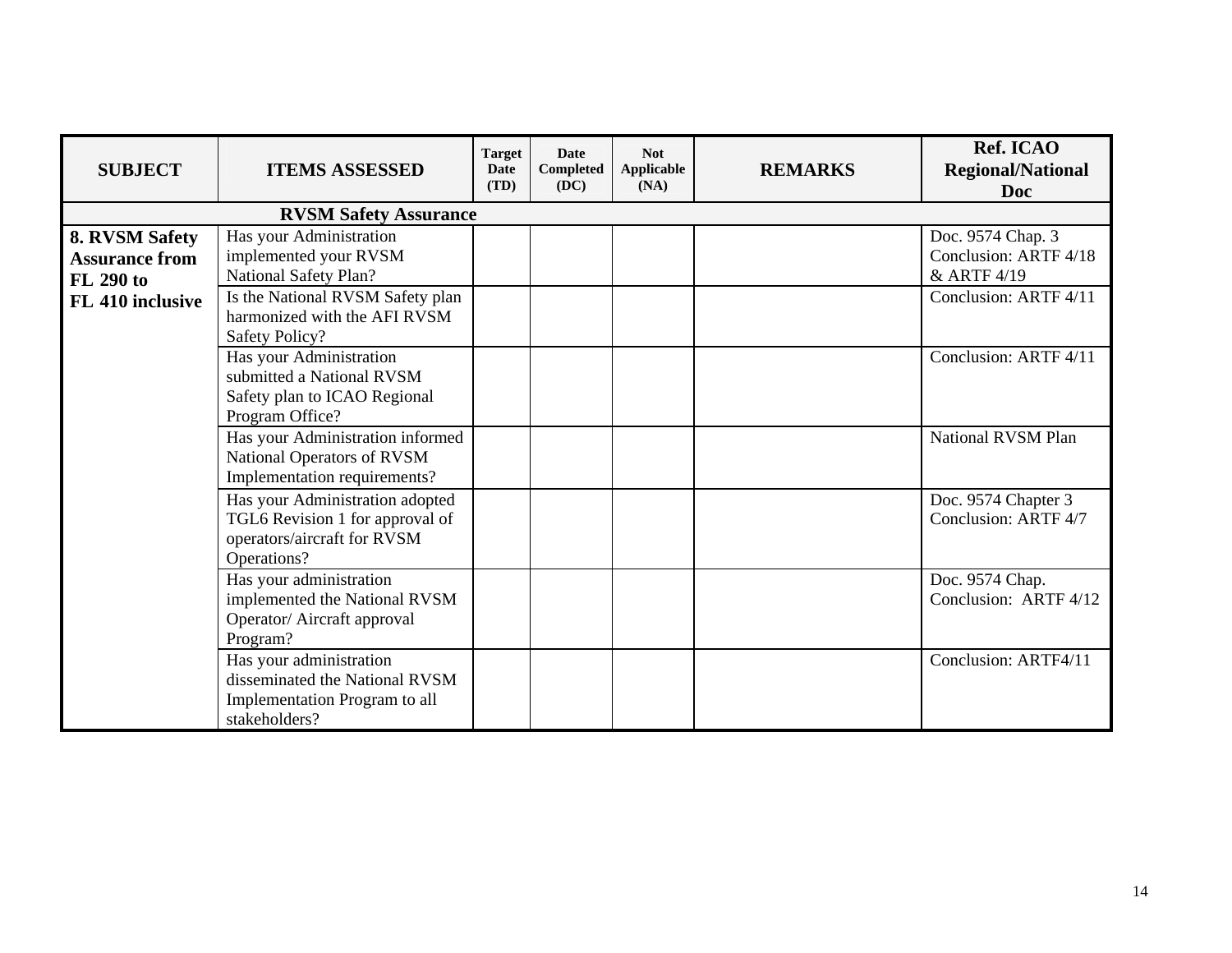| SUBJECT | ITEMS ASSESSED | Target Date (TD) | Date Completed (DC) | Not Applicable (NA) | REMARKS | Ref. ICAO Regional/National Doc |
|---|---|---|---|---|---|---|
| **RVSM Safety Assurance** | | | | | | |
| **8. RVSM Safety Assurance from FL 290 to FL 410 inclusive** | Has your Administration implemented your RVSM National Safety Plan? | | | | | Doc. 9574 Chap. 3 Conclusion: ARTF 4/18 & ARTF 4/19 |
| | Is the National RVSM Safety plan harmonized with the AFI RVSM Safety Policy? | | | | | Conclusion: ARTF 4/11 |
| | Has your Administration submitted a National RVSM Safety plan to ICAO Regional Program Office? | | | | | Conclusion: ARTF 4/11 |
| | Has your Administration informed National Operators of RVSM Implementation requirements? | | | | | National RVSM Plan |
| | Has your Administration adopted TGL6 Revision 1 for approval of operators/aircraft for RVSM Operations? | | | | | Doc. 9574 Chapter 3 Conclusion: ARTF 4/7 |
| | Has your administration implemented the National RVSM Operator/ Aircraft approval Program? | | | | | Doc. 9574 Chap. Conclusion: ARTF 4/12 |
| | Has your administration disseminated the National RVSM Implementation Program to all stakeholders? | | | | | Conclusion: ARTF4/11 |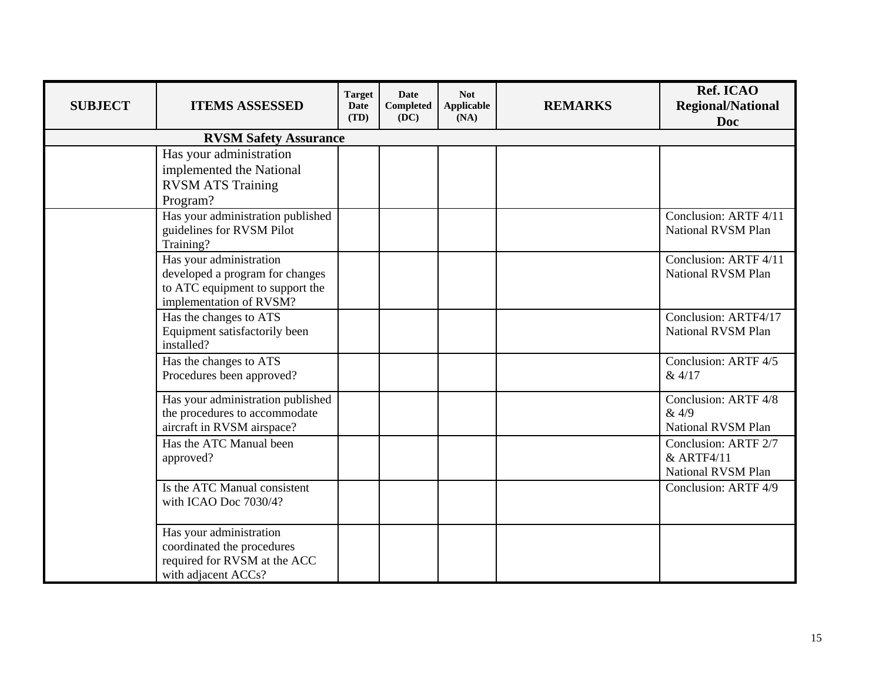| SUBJECT | ITEMS ASSESSED | Target Date (TD) | Date Completed (DC) | Not Applicable (NA) | REMARKS | Ref. ICAO Regional/National Doc |
|---|---|---|---|---|---|---|
| **RVSM Safety Assurance** | | | | | | |
| | Has your administration implemented the National RVSM ATS Training Program? | | | | | |
| | Has your administration published guidelines for RVSM Pilot Training? | | | | | Conclusion: ARTF 4/11 National RVSM Plan |
| | Has your administration developed a program for changes to ATC equipment to support the implementation of RVSM? | | | | | Conclusion: ARTF 4/11 National RVSM Plan |
| | Has the changes to ATS Equipment satisfactorily been installed? | | | | | Conclusion: ARTF4/17 National RVSM Plan |
| | Has the changes to ATS Procedures been approved? | | | | | Conclusion: ARTF 4/5 & 4/17 |
| | Has your administration published the procedures to accommodate aircraft in RVSM airspace? | | | | | Conclusion: ARTF 4/8 & 4/9 National RVSM Plan |
| | Has the ATC Manual been approved? | | | | | Conclusion: ARTF 2/7 & ARTF4/11 National RVSM Plan |
| | Is the ATC Manual consistent with ICAO Doc 7030/4? | | | | | Conclusion: ARTF 4/9 |
| | Has your administration coordinated the procedures required for RVSM at the ACC with adjacent ACCs? | | | | | |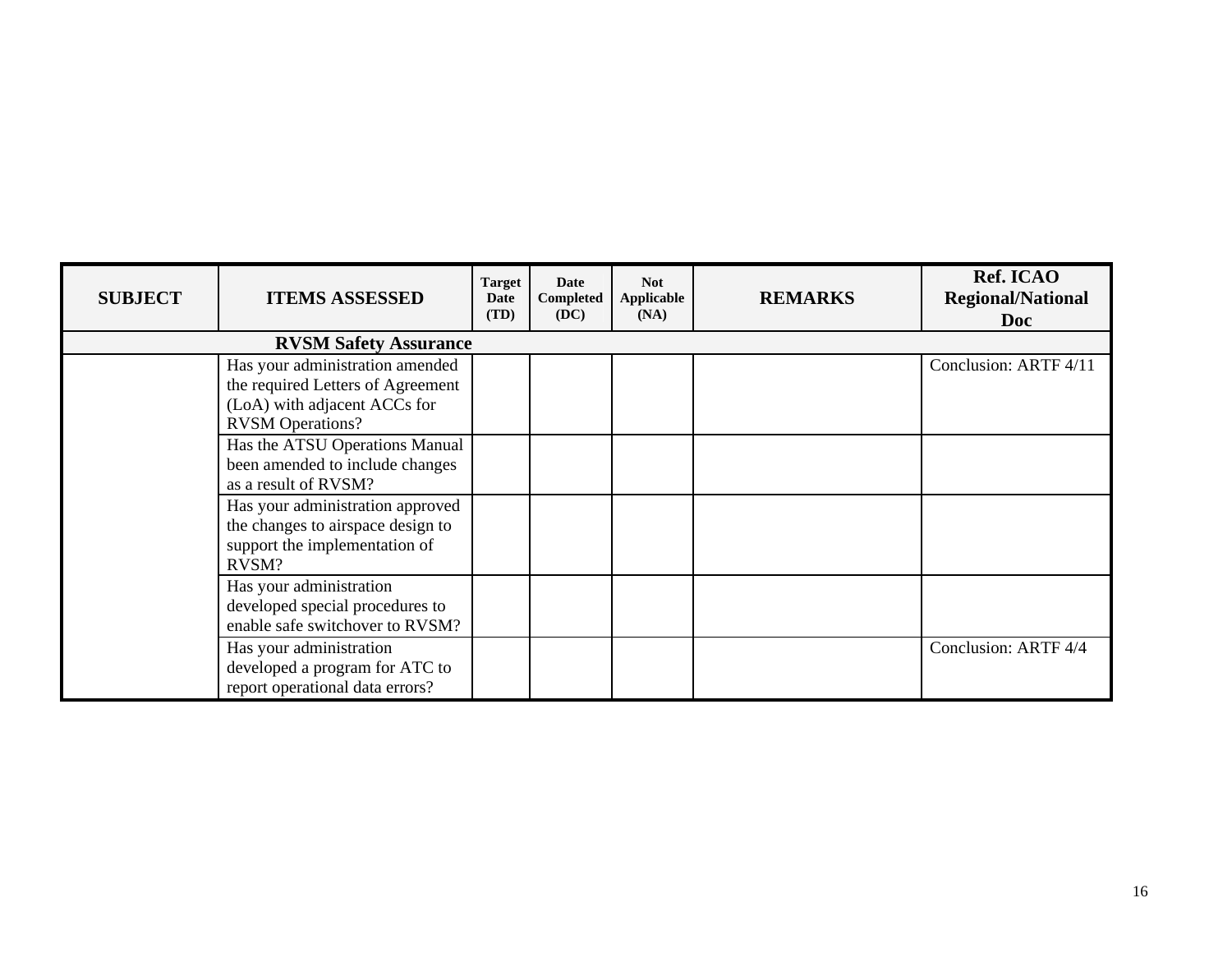| SUBJECT | ITEMS ASSESSED | Target Date (TD) | Date Completed (DC) | Not Applicable (NA) | REMARKS | Ref. ICAO Regional/National Doc |
|---|---|---|---|---|---|---|
| **RVSM Safety Assurance** | | | | | | |
| | Has your administration amended the required Letters of Agreement (LoA) with adjacent ACCs for RVSM Operations? | | | | | Conclusion: ARTF 4/11 |
| | Has the ATSU Operations Manual been amended to include changes as a result of RVSM? | | | | | |
| | Has your administration approved the changes to airspace design to support the implementation of RVSM? | | | | | |
| | Has your administration developed special procedures to enable safe switchover to RVSM? | | | | | |
| | Has your administration developed a program for ATC to report operational data errors? | | | | | Conclusion: ARTF 4/4 |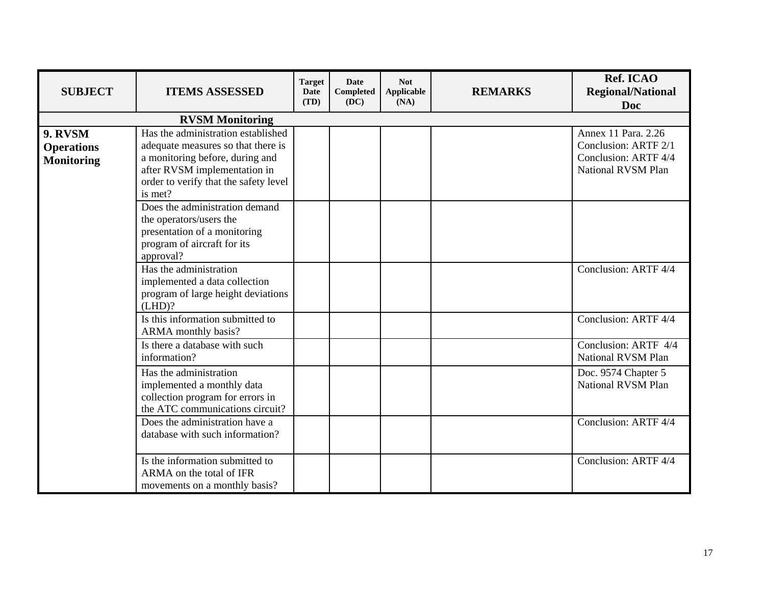| SUBJECT | ITEMS ASSESSED | Target Date (TD) | Date Completed (DC) | Not Applicable (NA) | REMARKS | Ref. ICAO Regional/National Doc |
|---|---|---|---|---|---|---|
| **RVSM Monitoring** | | | | | | |
| **9. RVSM Operations Monitoring** | Has the administration established adequate measures so that there is a monitoring before, during and after RVSM implementation in order to verify that the safety level is met? | | | | | Annex 11 Para. 2.26<br>Conclusion: ARTF 2/1<br>Conclusion: ARTF 4/4<br>National RVSM Plan |
| | Does the administration demand the operators/users the presentation of a monitoring program of aircraft for its approval? | | | | | |
| | Has the administration implemented a data collection program of large height deviations (LHD)? | | | | | Conclusion: ARTF 4/4 |
| | Is this information submitted to ARMA monthly basis? | | | | | Conclusion: ARTF 4/4 |
| | Is there a database with such information? | | | | | Conclusion: ARTF 4/4<br>National RVSM Plan |
| | Has the administration implemented a monthly data collection program for errors in the ATC communications circuit? | | | | | Doc. 9574 Chapter 5<br>National RVSM Plan |
| | Does the administration have a database with such information? | | | | | Conclusion: ARTF 4/4 |
| | Is the information submitted to ARMA on the total of IFR movements on a monthly basis? | | | | | Conclusion: ARTF 4/4 |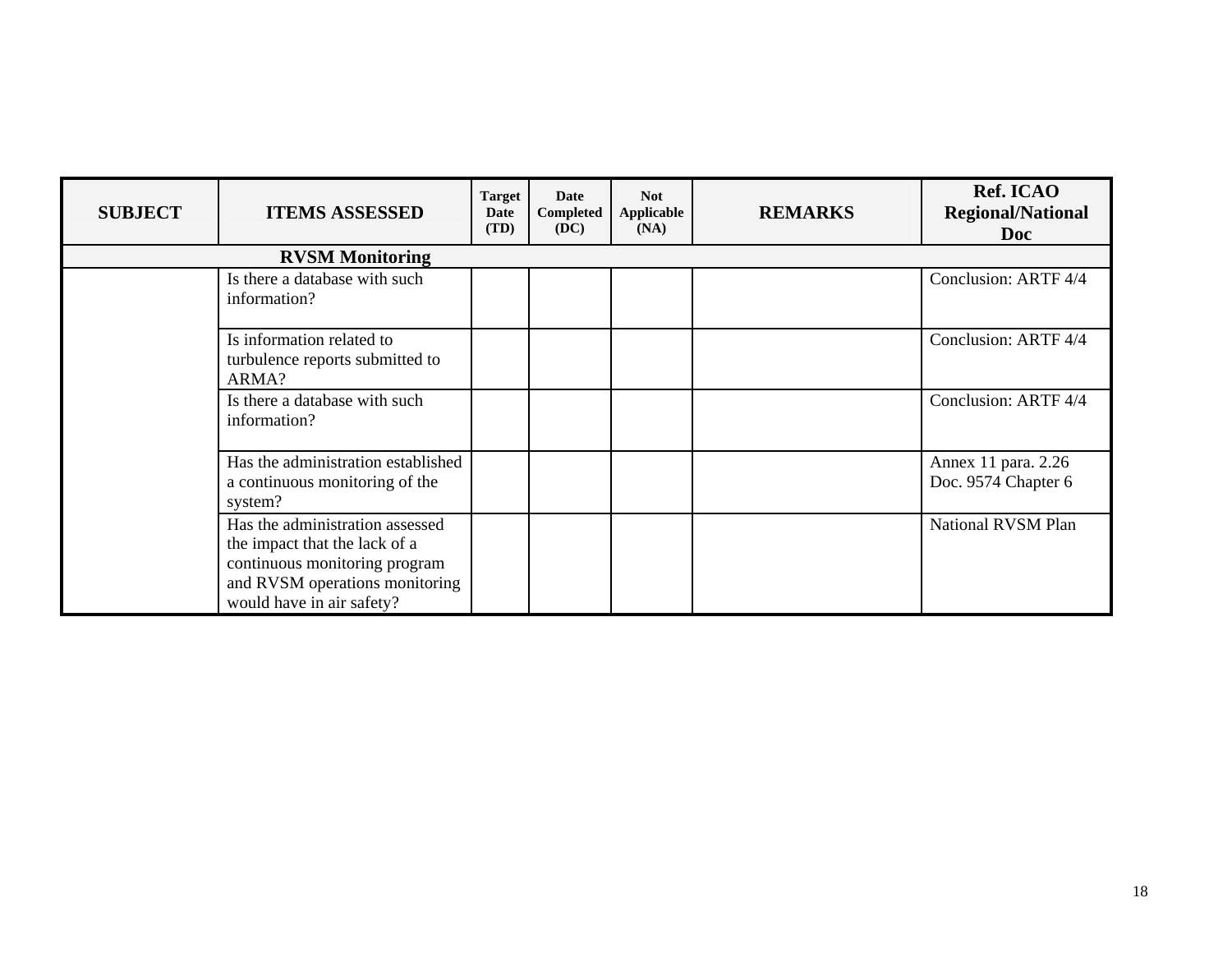| SUBJECT | ITEMS ASSESSED | Target Date (TD) | Date Completed (DC) | Not Applicable (NA) | REMARKS | Ref. ICAO Regional/National Doc |
|---|---|---|---|---|---|---|
| **RVSM Monitoring** | | | | | | |
| | Is there a database with such information? | | | | | Conclusion: ARTF 4/4 |
| | Is information related to turbulence reports submitted to ARMA? | | | | | Conclusion: ARTF 4/4 |
| | Is there a database with such information? | | | | | Conclusion: ARTF 4/4 |
| | Has the administration established a continuous monitoring of the system? | | | | | Annex 11 para. 2.26 Doc. 9574 Chapter 6 |
| | Has the administration assessed the impact that the lack of a continuous monitoring program and RVSM operations monitoring would have in air safety? | | | | | National RVSM Plan |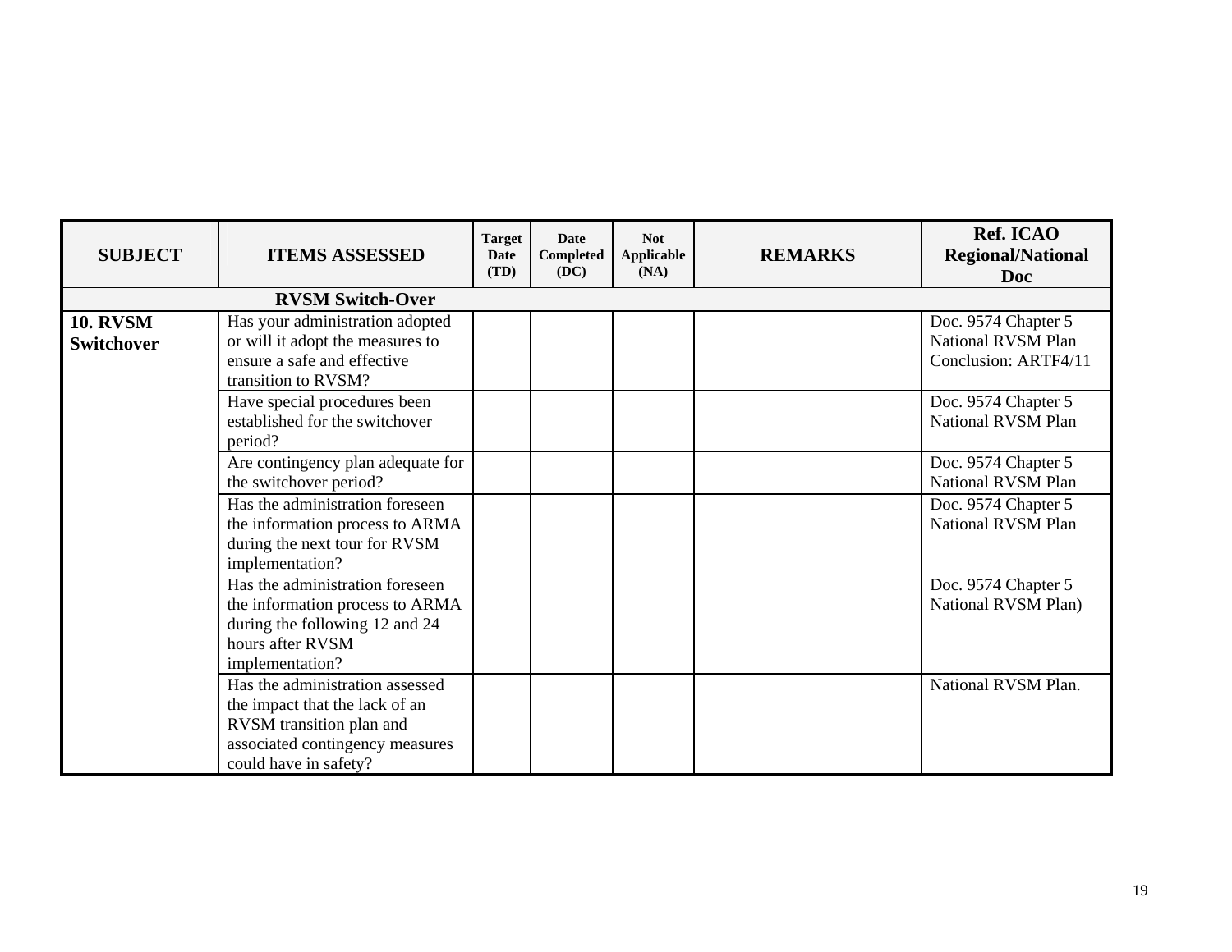| SUBJECT | ITEMS ASSESSED | Target Date (TD) | Date Completed (DC) | Not Applicable (NA) | REMARKS | Ref. ICAO Regional/National Doc |
|---|---|---|---|---|---|---|
| **RVSM Switch-Over** | | | | | | |
| **10. RVSM Switchover** | Has your administration adopted or will it adopt the measures to ensure a safe and effective transition to RVSM? | | | | | Doc. 9574 Chapter 5 National RVSM Plan Conclusion: ARTF4/11 |
| | Have special procedures been established for the switchover period? | | | | | Doc. 9574 Chapter 5 National RVSM Plan |
| | Are contingency plan adequate for the switchover period? | | | | | Doc. 9574 Chapter 5 National RVSM Plan |
| | Has the administration foreseen the information process to ARMA during the next tour for RVSM implementation? | | | | | Doc. 9574 Chapter 5 National RVSM Plan |
| | Has the administration foreseen the information process to ARMA during the following 12 and 24 hours after RVSM implementation? | | | | | Doc. 9574 Chapter 5 National RVSM Plan) |
| | Has the administration assessed the impact that the lack of an RVSM transition plan and associated contingency measures could have in safety? | | | | | National RVSM Plan. |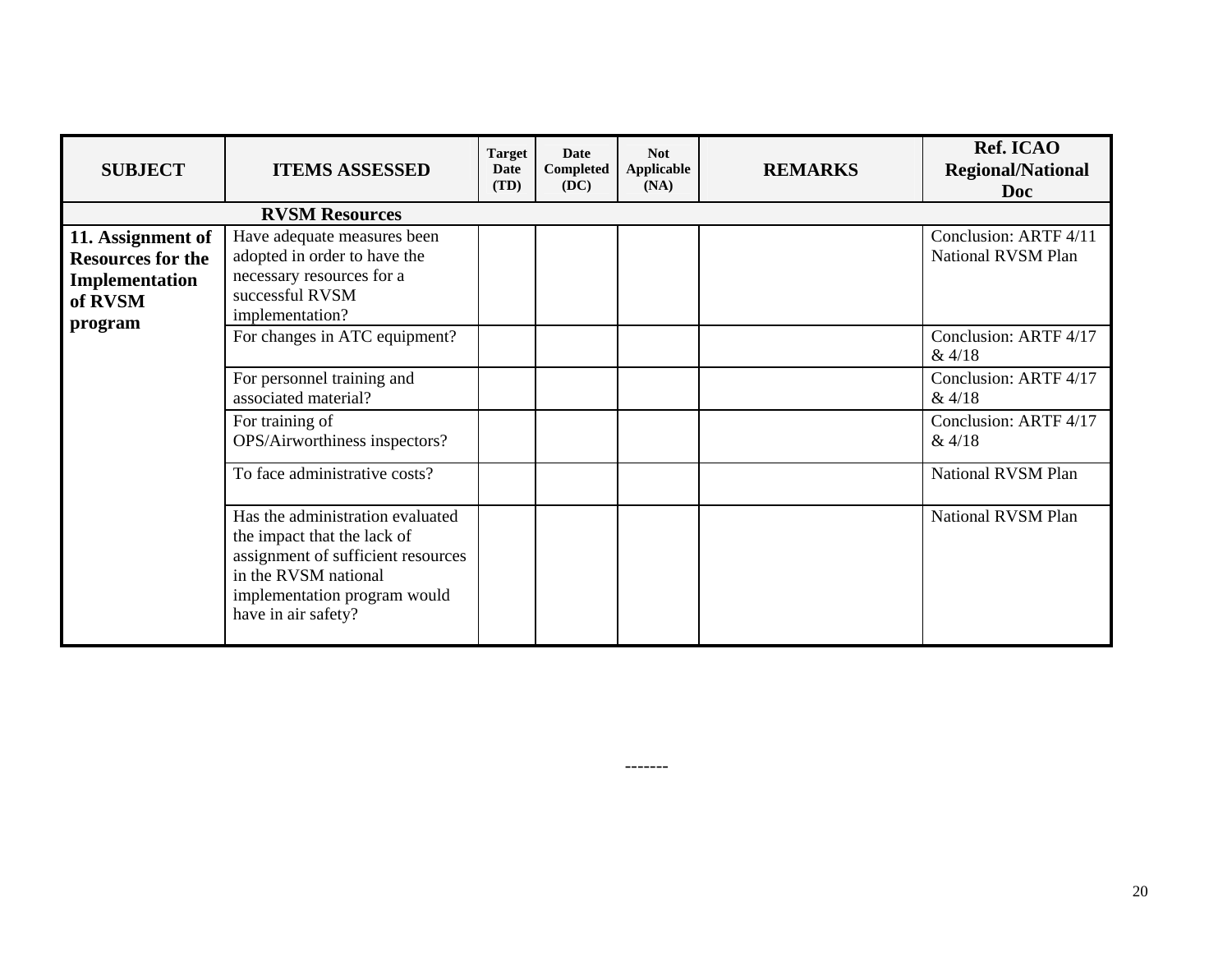| SUBJECT | ITEMS ASSESSED | Target Date (TD) | Date Completed (DC) | Not Applicable (NA) | REMARKS | Ref. ICAO Regional/National Doc |
|---|---|---|---|---|---|---|
| **RVSM Resources** | | | | | | |
| **11. Assignment of Resources for the Implementation of RVSM program** | Have adequate measures been adopted in order to have the necessary resources for a successful RVSM implementation? | | | | | Conclusion: ARTF 4/11 National RVSM Plan |
| | For changes in ATC equipment? | | | | | Conclusion: ARTF 4/17 & 4/18 |
| | For personnel training and associated material? | | | | | Conclusion: ARTF 4/17 & 4/18 |
| | For training of OPS/Airworthiness inspectors? | | | | | Conclusion: ARTF 4/17 & 4/18 |
| | To face administrative costs? | | | | | National RVSM Plan |
| | Has the administration evaluated the impact that the lack of assignment of sufficient resources in the RVSM national implementation program would have in air safety? | | | | | National RVSM Plan |

-------